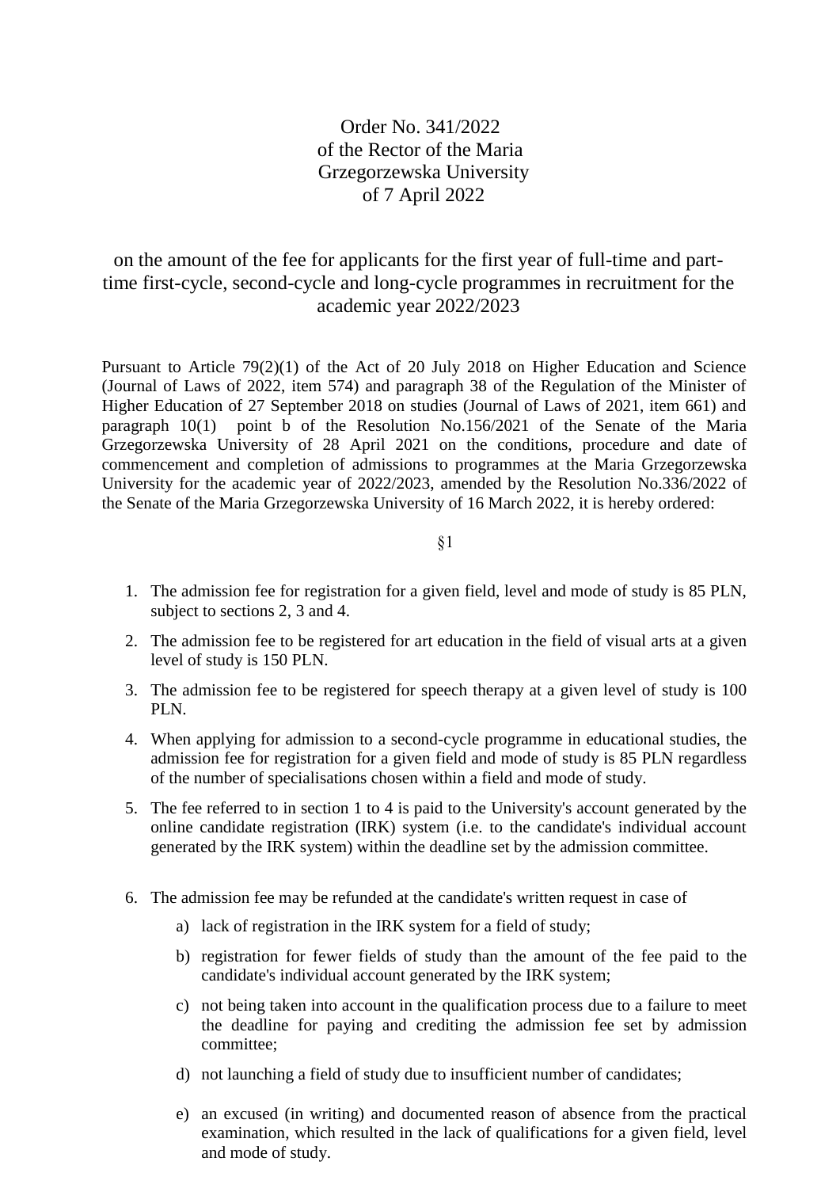# Order No. 341/2022
# of the Rector of the Maria Grzegorzewska University
# of 7 April 2022

## on the amount of the fee for applicants for the first year of full-time and part-time first-cycle, second-cycle and long-cycle programmes in recruitment for the academic year 2022/2023

Pursuant to Article 79(2)(1) of the Act of 20 July 2018 on Higher Education and Science (Journal of Laws of 2022, item 574) and paragraph 38 of the Regulation of the Minister of Higher Education of 27 September 2018 on studies (Journal of Laws of 2021, item 661) and paragraph 10(1) point b of the Resolution No.156/2021 of the Senate of the Maria Grzegorzewska University of 28 April 2021 on the conditions, procedure and date of commencement and completion of admissions to programmes at the Maria Grzegorzewska University for the academic year of 2022/2023, amended by the Resolution No.336/2022 of the Senate of the Maria Grzegorzewska University of 16 March 2022, it is hereby ordered:

§1

1. The admission fee for registration for a given field, level and mode of study is 85 PLN, subject to sections 2, 3 and 4.
2. The admission fee to be registered for art education in the field of visual arts at a given level of study is 150 PLN.
3. The admission fee to be registered for speech therapy at a given level of study is 100 PLN.
4. When applying for admission to a second-cycle programme in educational studies, the admission fee for registration for a given field and mode of study is 85 PLN regardless of the number of specialisations chosen within a field and mode of study.
5. The fee referred to in section 1 to 4 is paid to the University's account generated by the online candidate registration (IRK) system (i.e. to the candidate's individual account generated by the IRK system) within the deadline set by the admission committee.
6. The admission fee may be refunded at the candidate's written request in case of
   a) lack of registration in the IRK system for a field of study;
   b) registration for fewer fields of study than the amount of the fee paid to the candidate's individual account generated by the IRK system;
   c) not being taken into account in the qualification process due to a failure to meet the deadline for paying and crediting the admission fee set by admission committee;
   d) not launching a field of study due to insufficient number of candidates;
   e) an excused (in writing) and documented reason of absence from the practical examination, which resulted in the lack of qualifications for a given field, level and mode of study.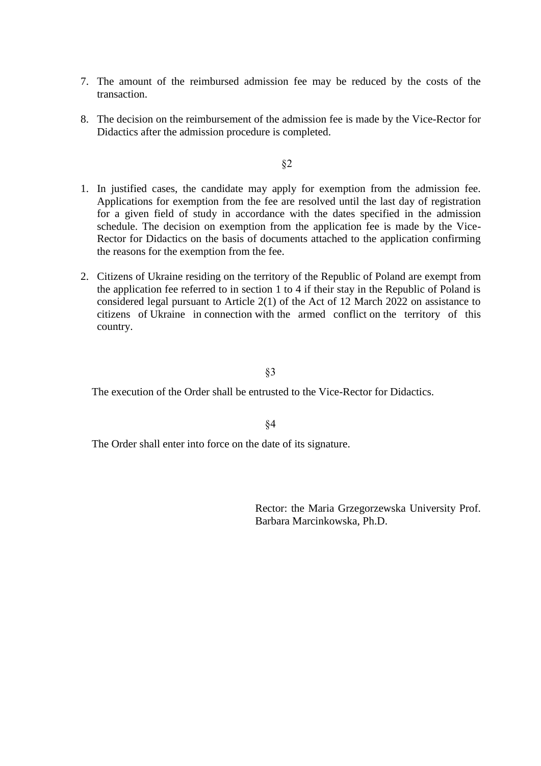7. The amount of the reimbursed admission fee may be reduced by the costs of the transaction.

8. The decision on the reimbursement of the admission fee is made by the Vice-Rector for Didactics after the admission procedure is completed.

§2

1. In justified cases, the candidate may apply for exemption from the admission fee. Applications for exemption from the fee are resolved until the last day of registration for a given field of study in accordance with the dates specified in the admission schedule. The decision on exemption from the application fee is made by the Vice-Rector for Didactics on the basis of documents attached to the application confirming the reasons for the exemption from the fee.

2. Citizens of Ukraine residing on the territory of the Republic of Poland are exempt from the application fee referred to in section 1 to 4 if their stay in the Republic of Poland is considered legal pursuant to Article 2(1) of the Act of 12 March 2022 on assistance to citizens of Ukraine in connection with the armed conflict on the territory of this country.

§3

The execution of the Order shall be entrusted to the Vice-Rector for Didactics.

§4

The Order shall enter into force on the date of its signature.

Rector: the Maria Grzegorzewska University Prof. Barbara Marcinkowska, Ph.D.